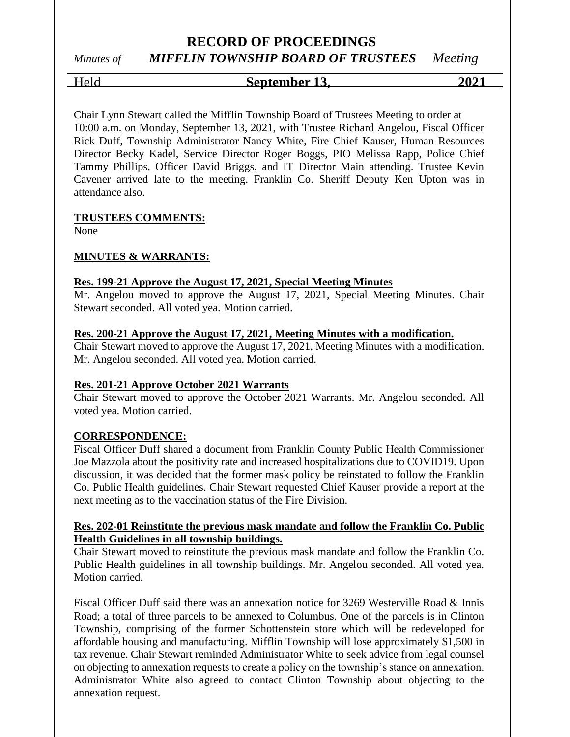# RECORD OF PROCEEDINGS

*Minutes of* ***MIFFLIN TOWNSHIP BOARD OF TRUSTEES*** *Meeting*

Held **September 13, 2021**

Chair Lynn Stewart called the Mifflin Township Board of Trustees Meeting to order at 10:00 a.m. on Monday, September 13, 2021, with Trustee Richard Angelou, Fiscal Officer Rick Duff, Township Administrator Nancy White, Fire Chief Kauser, Human Resources Director Becky Kadel, Service Director Roger Boggs, PIO Melissa Rapp, Police Chief Tammy Phillips, Officer David Briggs, and IT Director Main attending. Trustee Kevin Cavener arrived late to the meeting. Franklin Co. Sheriff Deputy Ken Upton was in attendance also.

**TRUSTEES COMMENTS:**

None

**MINUTES & WARRANTS:**

**Res. 199-21 Approve the August 17, 2021, Special Meeting Minutes**

Mr. Angelou moved to approve the August 17, 2021, Special Meeting Minutes. Chair Stewart seconded. All voted yea. Motion carried.

**Res. 200-21 Approve the August 17, 2021, Meeting Minutes with a modification.**

Chair Stewart moved to approve the August 17, 2021, Meeting Minutes with a modification. Mr. Angelou seconded. All voted yea. Motion carried.

**Res. 201-21 Approve October 2021 Warrants**

Chair Stewart moved to approve the October 2021 Warrants. Mr. Angelou seconded. All voted yea. Motion carried.

**CORRESPONDENCE:**

Fiscal Officer Duff shared a document from Franklin County Public Health Commissioner Joe Mazzola about the positivity rate and increased hospitalizations due to COVID19. Upon discussion, it was decided that the former mask policy be reinstated to follow the Franklin Co. Public Health guidelines. Chair Stewart requested Chief Kauser provide a report at the next meeting as to the vaccination status of the Fire Division.

**Res. 202-01 Reinstitute the previous mask mandate and follow the Franklin Co. Public Health Guidelines in all township buildings.**

Chair Stewart moved to reinstitute the previous mask mandate and follow the Franklin Co. Public Health guidelines in all township buildings. Mr. Angelou seconded. All voted yea. Motion carried.

Fiscal Officer Duff said there was an annexation notice for 3269 Westerville Road & Innis Road; a total of three parcels to be annexed to Columbus. One of the parcels is in Clinton Township, comprising of the former Schottenstein store which will be redeveloped for affordable housing and manufacturing. Mifflin Township will lose approximately $1,500 in tax revenue. Chair Stewart reminded Administrator White to seek advice from legal counsel on objecting to annexation requests to create a policy on the township's stance on annexation. Administrator White also agreed to contact Clinton Township about objecting to the annexation request.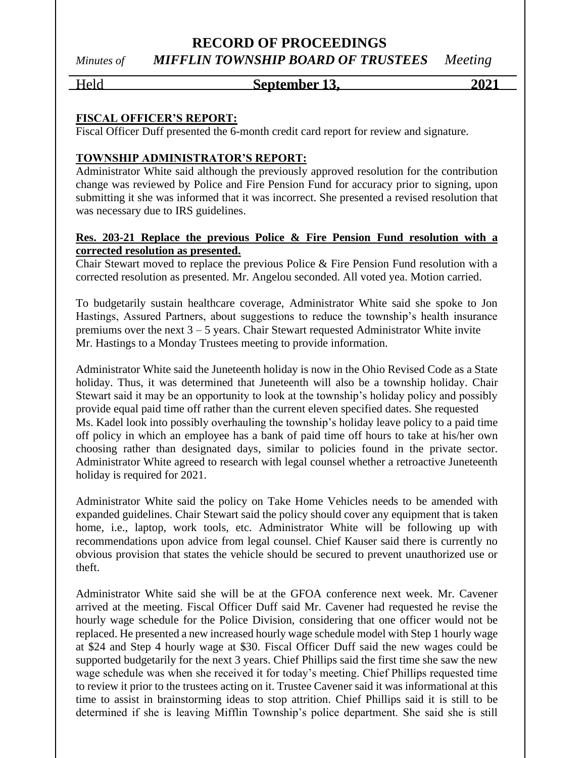## FISCAL OFFICER'S REPORT:

Fiscal Officer Duff presented the 6-month credit card report for review and signature.

## TOWNSHIP ADMINISTRATOR'S REPORT:

Administrator White said although the previously approved resolution for the contribution change was reviewed by Police and Fire Pension Fund for accuracy prior to signing, upon submitting it she was informed that it was incorrect. She presented a revised resolution that was necessary due to IRS guidelines.

**Res. 203-21 Replace the previous Police & Fire Pension Fund resolution with a corrected resolution as presented.**

Chair Stewart moved to replace the previous Police & Fire Pension Fund resolution with a corrected resolution as presented. Mr. Angelou seconded. All voted yea. Motion carried.

To budgetarily sustain healthcare coverage, Administrator White said she spoke to Jon Hastings, Assured Partners, about suggestions to reduce the township's health insurance premiums over the next 3 – 5 years. Chair Stewart requested Administrator White invite Mr. Hastings to a Monday Trustees meeting to provide information.

Administrator White said the Juneteenth holiday is now in the Ohio Revised Code as a State holiday. Thus, it was determined that Juneteenth will also be a township holiday. Chair Stewart said it may be an opportunity to look at the township's holiday policy and possibly provide equal paid time off rather than the current eleven specified dates. She requested Ms. Kadel look into possibly overhauling the township's holiday leave policy to a paid time off policy in which an employee has a bank of paid time off hours to take at his/her own choosing rather than designated days, similar to policies found in the private sector. Administrator White agreed to research with legal counsel whether a retroactive Juneteenth holiday is required for 2021.

Administrator White said the policy on Take Home Vehicles needs to be amended with expanded guidelines. Chair Stewart said the policy should cover any equipment that is taken home, i.e., laptop, work tools, etc. Administrator White will be following up with recommendations upon advice from legal counsel. Chief Kauser said there is currently no obvious provision that states the vehicle should be secured to prevent unauthorized use or theft.

Administrator White said she will be at the GFOA conference next week. Mr. Cavener arrived at the meeting. Fiscal Officer Duff said Mr. Cavener had requested he revise the hourly wage schedule for the Police Division, considering that one officer would not be replaced. He presented a new increased hourly wage schedule model with Step 1 hourly wage at $24 and Step 4 hourly wage at $30. Fiscal Officer Duff said the new wages could be supported budgetarily for the next 3 years. Chief Phillips said the first time she saw the new wage schedule was when she received it for today's meeting. Chief Phillips requested time to review it prior to the trustees acting on it. Trustee Cavener said it was informational at this time to assist in brainstorming ideas to stop attrition. Chief Phillips said it is still to be determined if she is leaving Mifflin Township's police department. She said she is still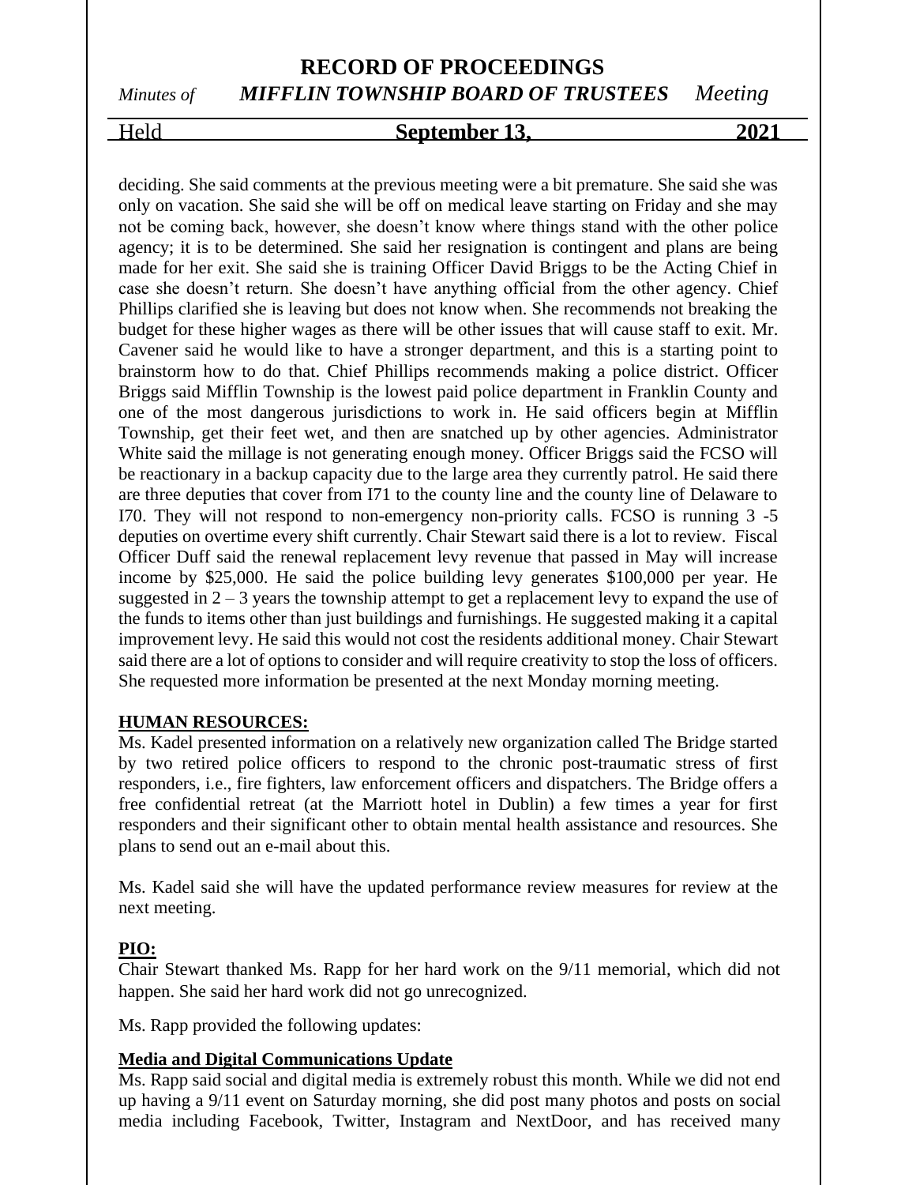deciding. She said comments at the previous meeting were a bit premature. She said she was only on vacation. She said she will be off on medical leave starting on Friday and she may not be coming back, however, she doesn't know where things stand with the other police agency; it is to be determined. She said her resignation is contingent and plans are being made for her exit. She said she is training Officer David Briggs to be the Acting Chief in case she doesn't return. She doesn't have anything official from the other agency. Chief Phillips clarified she is leaving but does not know when. She recommends not breaking the budget for these higher wages as there will be other issues that will cause staff to exit. Mr. Cavener said he would like to have a stronger department, and this is a starting point to brainstorm how to do that. Chief Phillips recommends making a police district. Officer Briggs said Mifflin Township is the lowest paid police department in Franklin County and one of the most dangerous jurisdictions to work in. He said officers begin at Mifflin Township, get their feet wet, and then are snatched up by other agencies. Administrator White said the millage is not generating enough money. Officer Briggs said the FCSO will be reactionary in a backup capacity due to the large area they currently patrol. He said there are three deputies that cover from I71 to the county line and the county line of Delaware to I70. They will not respond to non-emergency non-priority calls. FCSO is running 3 -5 deputies on overtime every shift currently. Chair Stewart said there is a lot to review. Fiscal Officer Duff said the renewal replacement levy revenue that passed in May will increase income by $25,000. He said the police building levy generates $100,000 per year. He suggested in 2 – 3 years the township attempt to get a replacement levy to expand the use of the funds to items other than just buildings and furnishings. He suggested making it a capital improvement levy. He said this would not cost the residents additional money. Chair Stewart said there are a lot of options to consider and will require creativity to stop the loss of officers. She requested more information be presented at the next Monday morning meeting.

**HUMAN RESOURCES:**

Ms. Kadel presented information on a relatively new organization called The Bridge started by two retired police officers to respond to the chronic post-traumatic stress of first responders, i.e., fire fighters, law enforcement officers and dispatchers. The Bridge offers a free confidential retreat (at the Marriott hotel in Dublin) a few times a year for first responders and their significant other to obtain mental health assistance and resources. She plans to send out an e-mail about this.

Ms. Kadel said she will have the updated performance review measures for review at the next meeting.

**PIO:**

Chair Stewart thanked Ms. Rapp for her hard work on the 9/11 memorial, which did not happen. She said her hard work did not go unrecognized.

Ms. Rapp provided the following updates:

**Media and Digital Communications Update**

Ms. Rapp said social and digital media is extremely robust this month. While we did not end up having a 9/11 event on Saturday morning, she did post many photos and posts on social media including Facebook, Twitter, Instagram and NextDoor, and has received many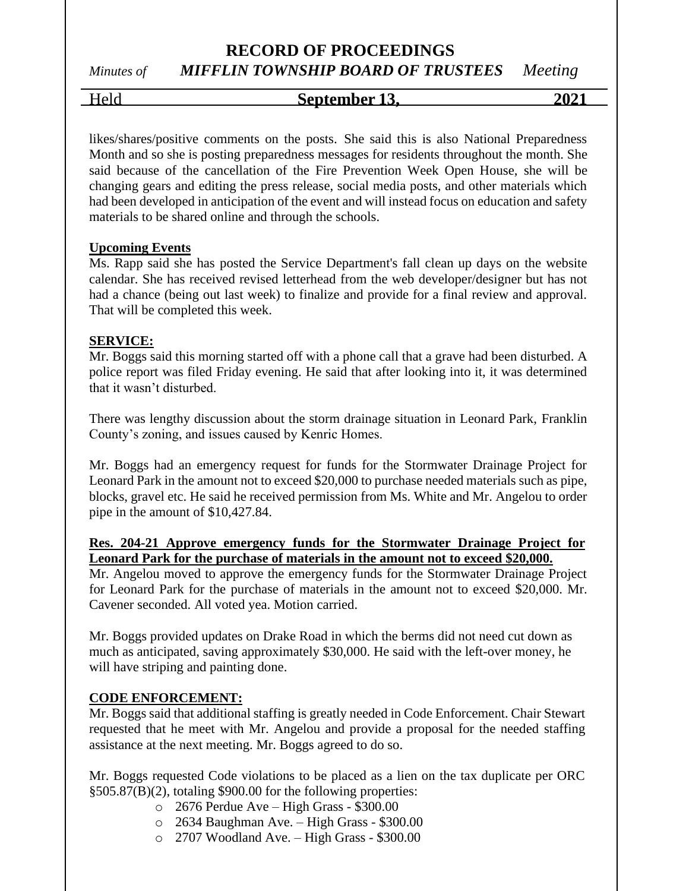likes/shares/positive comments on the posts. She said this is also National Preparedness Month and so she is posting preparedness messages for residents throughout the month. She said because of the cancellation of the Fire Prevention Week Open House, she will be changing gears and editing the press release, social media posts, and other materials which had been developed in anticipation of the event and will instead focus on education and safety materials to be shared online and through the schools.

**Upcoming Events**

Ms. Rapp said she has posted the Service Department's fall clean up days on the website calendar. She has received revised letterhead from the web developer/designer but has not had a chance (being out last week) to finalize and provide for a final review and approval. That will be completed this week.

**SERVICE:**

Mr. Boggs said this morning started off with a phone call that a grave had been disturbed. A police report was filed Friday evening. He said that after looking into it, it was determined that it wasn't disturbed.

There was lengthy discussion about the storm drainage situation in Leonard Park, Franklin County's zoning, and issues caused by Kenric Homes.

Mr. Boggs had an emergency request for funds for the Stormwater Drainage Project for Leonard Park in the amount not to exceed $20,000 to purchase needed materials such as pipe, blocks, gravel etc. He said he received permission from Ms. White and Mr. Angelou to order pipe in the amount of $10,427.84.

**Res. 204-21 Approve emergency funds for the Stormwater Drainage Project for Leonard Park for the purchase of materials in the amount not to exceed $20,000.**

Mr. Angelou moved to approve the emergency funds for the Stormwater Drainage Project for Leonard Park for the purchase of materials in the amount not to exceed $20,000. Mr. Cavener seconded. All voted yea. Motion carried.

Mr. Boggs provided updates on Drake Road in which the berms did not need cut down as much as anticipated, saving approximately $30,000. He said with the left-over money, he will have striping and painting done.

**CODE ENFORCEMENT:**

Mr. Boggs said that additional staffing is greatly needed in Code Enforcement. Chair Stewart requested that he meet with Mr. Angelou and provide a proposal for the needed staffing assistance at the next meeting. Mr. Boggs agreed to do so.

Mr. Boggs requested Code violations to be placed as a lien on the tax duplicate per ORC §505.87(B)(2), totaling $900.00 for the following properties:

- 2676 Perdue Ave – High Grass - $300.00
- 2634 Baughman Ave. – High Grass - $300.00
- 2707 Woodland Ave. – High Grass - $300.00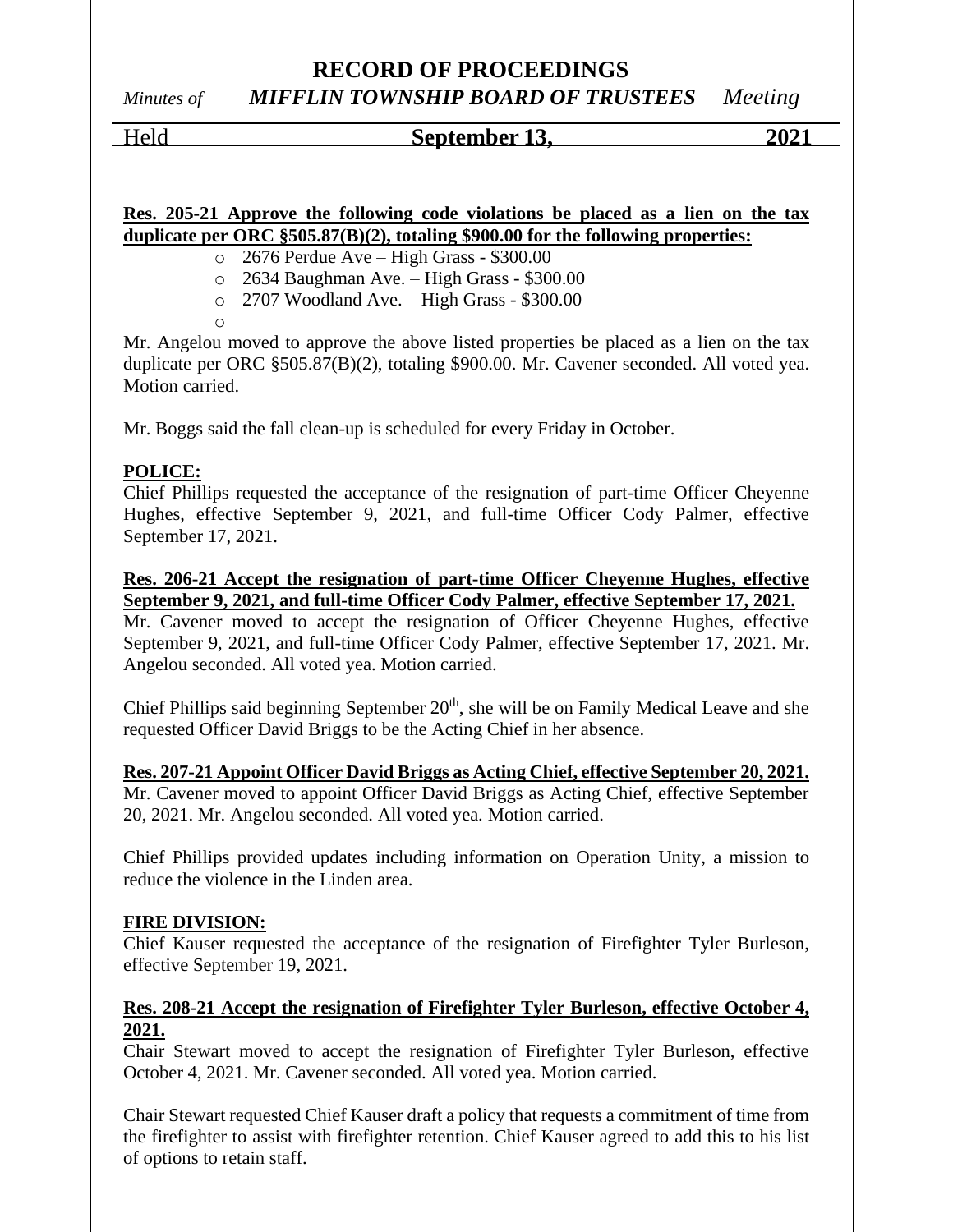**Res. 205-21 Approve the following code violations be placed as a lien on the tax duplicate per ORC §505.87(B)(2), totaling $900.00 for the following properties:**

- 2676 Perdue Ave – High Grass - $300.00
- 2634 Baughman Ave. – High Grass - $300.00
- 2707 Woodland Ave. – High Grass - $300.00

Mr. Angelou moved to approve the above listed properties be placed as a lien on the tax duplicate per ORC §505.87(B)(2), totaling $900.00. Mr. Cavener seconded. All voted yea. Motion carried.

Mr. Boggs said the fall clean-up is scheduled for every Friday in October.

**POLICE:**

Chief Phillips requested the acceptance of the resignation of part-time Officer Cheyenne Hughes, effective September 9, 2021, and full-time Officer Cody Palmer, effective September 17, 2021.

**Res. 206-21 Accept the resignation of part-time Officer Cheyenne Hughes, effective September 9, 2021, and full-time Officer Cody Palmer, effective September 17, 2021.**

Mr. Cavener moved to accept the resignation of Officer Cheyenne Hughes, effective September 9, 2021, and full-time Officer Cody Palmer, effective September 17, 2021. Mr. Angelou seconded. All voted yea. Motion carried.

Chief Phillips said beginning September 20th, she will be on Family Medical Leave and she requested Officer David Briggs to be the Acting Chief in her absence.

**Res. 207-21 Appoint Officer David Briggs as Acting Chief, effective September 20, 2021.**

Mr. Cavener moved to appoint Officer David Briggs as Acting Chief, effective September 20, 2021. Mr. Angelou seconded. All voted yea. Motion carried.

Chief Phillips provided updates including information on Operation Unity, a mission to reduce the violence in the Linden area.

**FIRE DIVISION:**

Chief Kauser requested the acceptance of the resignation of Firefighter Tyler Burleson, effective September 19, 2021.

**Res. 208-21 Accept the resignation of Firefighter Tyler Burleson, effective October 4, 2021.**

Chair Stewart moved to accept the resignation of Firefighter Tyler Burleson, effective October 4, 2021. Mr. Cavener seconded. All voted yea. Motion carried.

Chair Stewart requested Chief Kauser draft a policy that requests a commitment of time from the firefighter to assist with firefighter retention. Chief Kauser agreed to add this to his list of options to retain staff.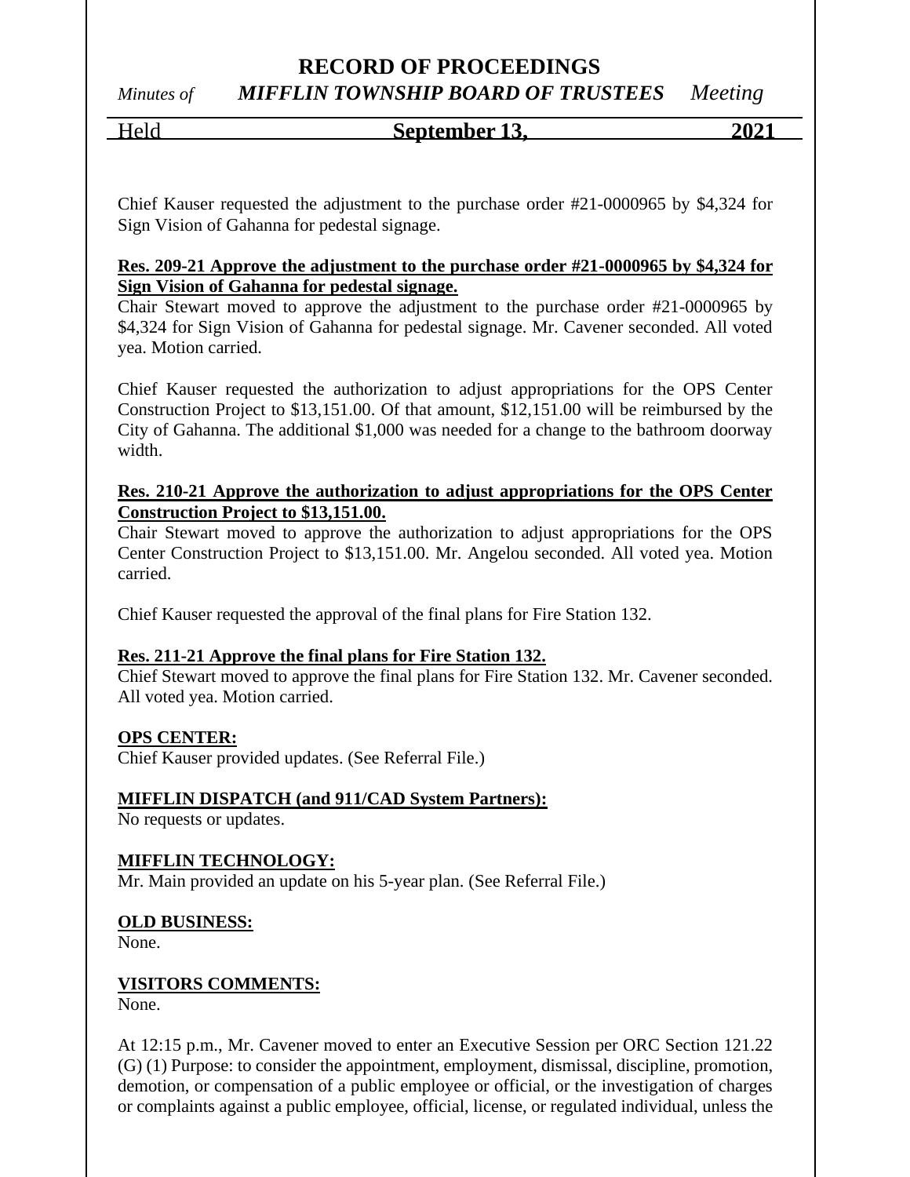Chief Kauser requested the adjustment to the purchase order #21-0000965 by $4,324 for Sign Vision of Gahanna for pedestal signage.

**Res. 209-21 Approve the adjustment to the purchase order #21-0000965 by $4,324 for Sign Vision of Gahanna for pedestal signage.**
Chair Stewart moved to approve the adjustment to the purchase order #21-0000965 by $4,324 for Sign Vision of Gahanna for pedestal signage. Mr. Cavener seconded. All voted yea. Motion carried.

Chief Kauser requested the authorization to adjust appropriations for the OPS Center Construction Project to $13,151.00. Of that amount, $12,151.00 will be reimbursed by the City of Gahanna. The additional $1,000 was needed for a change to the bathroom doorway width.

**Res. 210-21 Approve the authorization to adjust appropriations for the OPS Center Construction Project to $13,151.00.**
Chair Stewart moved to approve the authorization to adjust appropriations for the OPS Center Construction Project to $13,151.00. Mr. Angelou seconded. All voted yea. Motion carried.

Chief Kauser requested the approval of the final plans for Fire Station 132.

**Res. 211-21 Approve the final plans for Fire Station 132.**
Chief Stewart moved to approve the final plans for Fire Station 132. Mr. Cavener seconded. All voted yea. Motion carried.

**OPS CENTER:**
Chief Kauser provided updates. (See Referral File.)

**MIFFLIN DISPATCH (and 911/CAD System Partners):**
No requests or updates.

**MIFFLIN TECHNOLOGY:**
Mr. Main provided an update on his 5-year plan. (See Referral File.)

**OLD BUSINESS:**
None.

**VISITORS COMMENTS:**
None.

At 12:15 p.m., Mr. Cavener moved to enter an Executive Session per ORC Section 121.22 (G) (1) Purpose: to consider the appointment, employment, dismissal, discipline, promotion, demotion, or compensation of a public employee or official, or the investigation of charges or complaints against a public employee, official, license, or regulated individual, unless the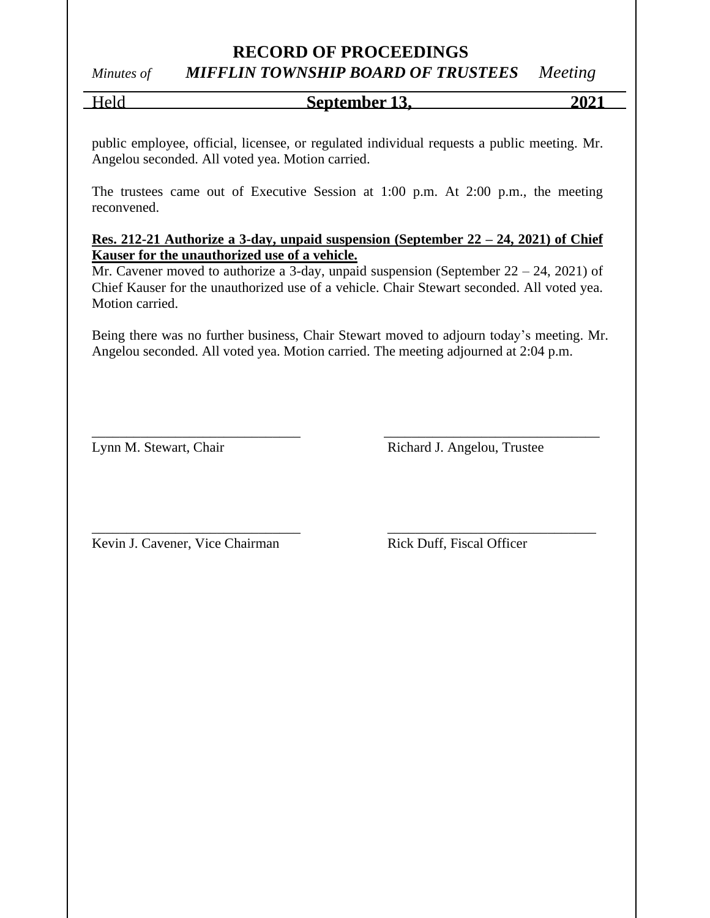public employee, official, licensee, or regulated individual requests a public meeting. Mr. Angelou seconded. All voted yea. Motion carried.

The trustees came out of Executive Session at 1:00 p.m. At 2:00 p.m., the meeting reconvened.

**Res. 212-21 Authorize a 3-day, unpaid suspension (September 22 – 24, 2021) of Chief Kauser for the unauthorized use of a vehicle.**

Mr. Cavener moved to authorize a 3-day, unpaid suspension (September 22 – 24, 2021) of Chief Kauser for the unauthorized use of a vehicle. Chair Stewart seconded. All voted yea. Motion carried.

Being there was no further business, Chair Stewart moved to adjourn today's meeting. Mr. Angelou seconded. All voted yea. Motion carried. The meeting adjourned at 2:04 p.m.

| | |
|---|---|
| ______________________________ | ______________________________ |
| Lynn M. Stewart, Chair | Richard J. Angelou, Trustee |
| ______________________________ | ______________________________ |
| Kevin J. Cavener, Vice Chairman | Rick Duff, Fiscal Officer |